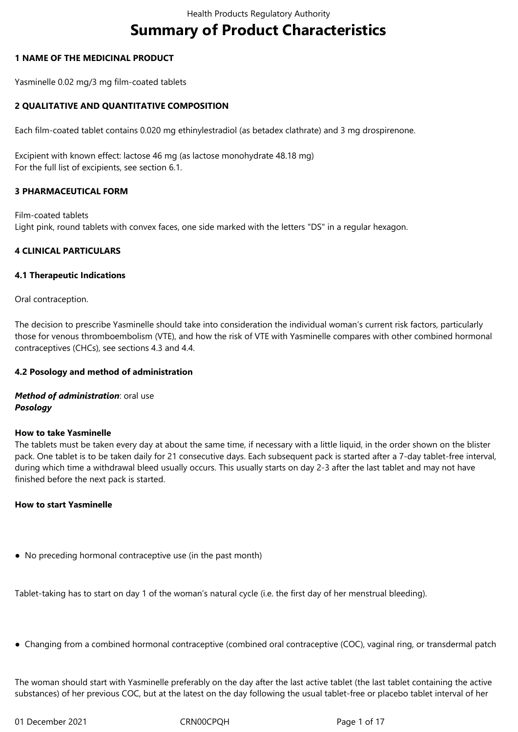# Summary of Product Characteristics

## 1 NAME OF THE MEDICINAL PRODUCT

Yasminelle 0.02 mg/3 mg film-coated tablets

## 2 QUALITATIVE AND QUANTITATIVE COMPOSITION

Each film-coated tablet contains 0.020 mg ethinylestradiol (as betadex clathrate) and 3 mg drospirenone.

Excipient with known effect: lactose 46 mg (as lactose monohydrate 48.18 mg)
For the full list of excipients, see section 6.1.

## 3 PHARMACEUTICAL FORM

Film-coated tablets
Light pink, round tablets with convex faces, one side marked with the letters "DS" in a regular hexagon.

## 4 CLINICAL PARTICULARS

### 4.1 Therapeutic Indications

Oral contraception.

The decision to prescribe Yasminelle should take into consideration the individual woman's current risk factors, particularly those for venous thromboembolism (VTE), and how the risk of VTE with Yasminelle compares with other combined hormonal contraceptives (CHCs), see sections 4.3 and 4.4.

### 4.2 Posology and method of administration

***Method of administration***: oral use
***Posology***

**How to take Yasminelle**
The tablets must be taken every day at about the same time, if necessary with a little liquid, in the order shown on the blister pack. One tablet is to be taken daily for 21 consecutive days. Each subsequent pack is started after a 7-day tablet-free interval, during which time a withdrawal bleed usually occurs. This usually starts on day 2-3 after the last tablet and may not have finished before the next pack is started.

**How to start Yasminelle**

- No preceding hormonal contraceptive use (in the past month)

Tablet-taking has to start on day 1 of the woman's natural cycle (i.e. the first day of her menstrual bleeding).

- Changing from a combined hormonal contraceptive (combined oral contraceptive (COC), vaginal ring, or transdermal patch

The woman should start with Yasminelle preferably on the day after the last active tablet (the last tablet containing the active substances) of her previous COC, but at the latest on the day following the usual tablet-free or placebo tablet interval of her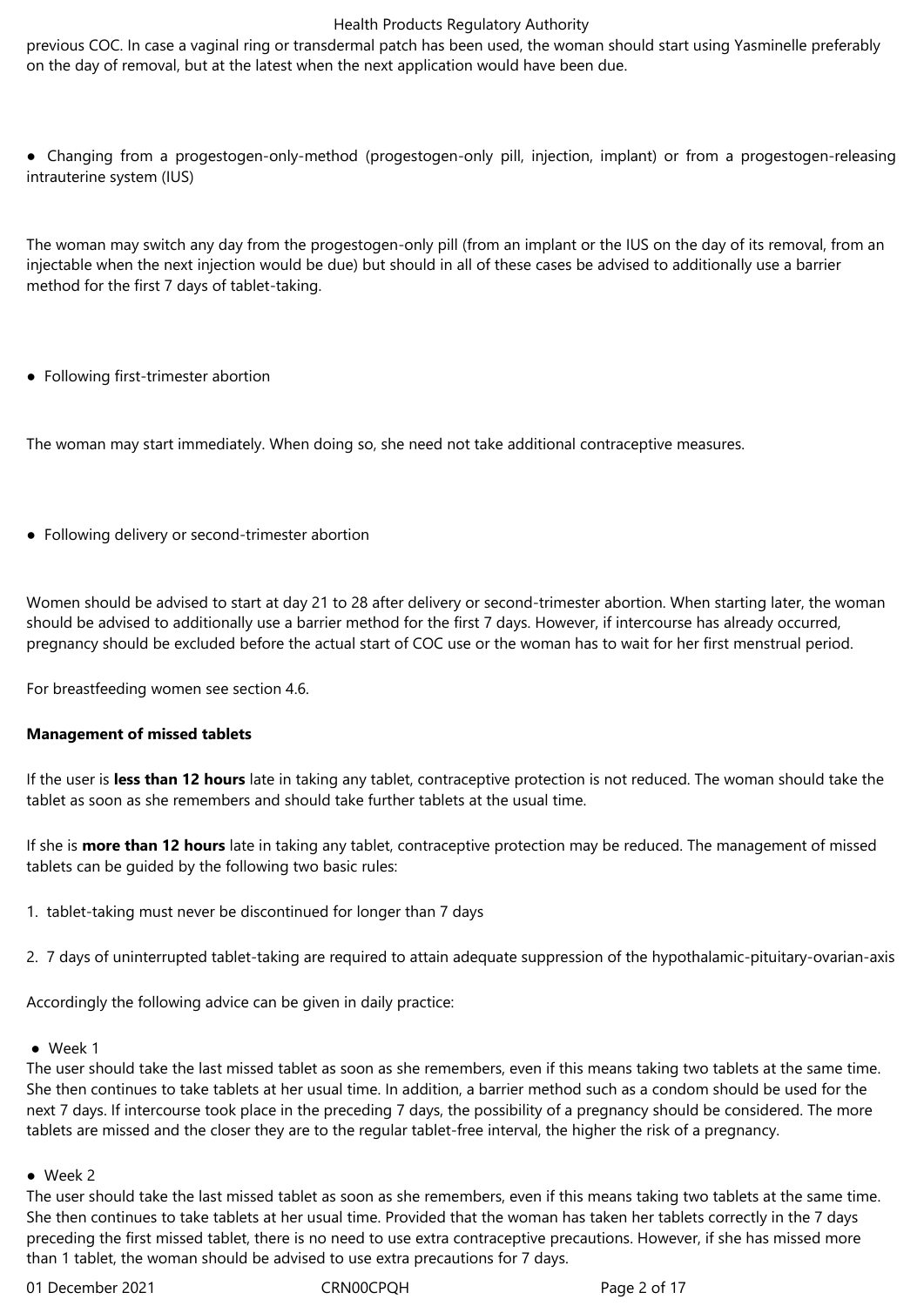previous COC. In case a vaginal ring or transdermal patch has been used, the woman should start using Yasminelle preferably on the day of removal, but at the latest when the next application would have been due.

● Changing from a progestogen-only-method (progestogen-only pill, injection, implant) or from a progestogen-releasing intrauterine system (IUS)

The woman may switch any day from the progestogen-only pill (from an implant or the IUS on the day of its removal, from an injectable when the next injection would be due) but should in all of these cases be advised to additionally use a barrier method for the first 7 days of tablet-taking.

● Following first-trimester abortion

The woman may start immediately. When doing so, she need not take additional contraceptive measures.

● Following delivery or second-trimester abortion

Women should be advised to start at day 21 to 28 after delivery or second-trimester abortion. When starting later, the woman should be advised to additionally use a barrier method for the first 7 days. However, if intercourse has already occurred, pregnancy should be excluded before the actual start of COC use or the woman has to wait for her first menstrual period.

For breastfeeding women see section 4.6.

**Management of missed tablets**

If the user is **less than 12 hours** late in taking any tablet, contraceptive protection is not reduced. The woman should take the tablet as soon as she remembers and should take further tablets at the usual time.

If she is **more than 12 hours** late in taking any tablet, contraceptive protection may be reduced. The management of missed tablets can be guided by the following two basic rules:

1. tablet-taking must never be discontinued for longer than 7 days
2. 7 days of uninterrupted tablet-taking are required to attain adequate suppression of the hypothalamic-pituitary-ovarian-axis

Accordingly the following advice can be given in daily practice:

● Week 1

The user should take the last missed tablet as soon as she remembers, even if this means taking two tablets at the same time. She then continues to take tablets at her usual time. In addition, a barrier method such as a condom should be used for the next 7 days. If intercourse took place in the preceding 7 days, the possibility of a pregnancy should be considered. The more tablets are missed and the closer they are to the regular tablet-free interval, the higher the risk of a pregnancy.

● Week 2

The user should take the last missed tablet as soon as she remembers, even if this means taking two tablets at the same time. She then continues to take tablets at her usual time. Provided that the woman has taken her tablets correctly in the 7 days preceding the first missed tablet, there is no need to use extra contraceptive precautions. However, if she has missed more than 1 tablet, the woman should be advised to use extra precautions for 7 days.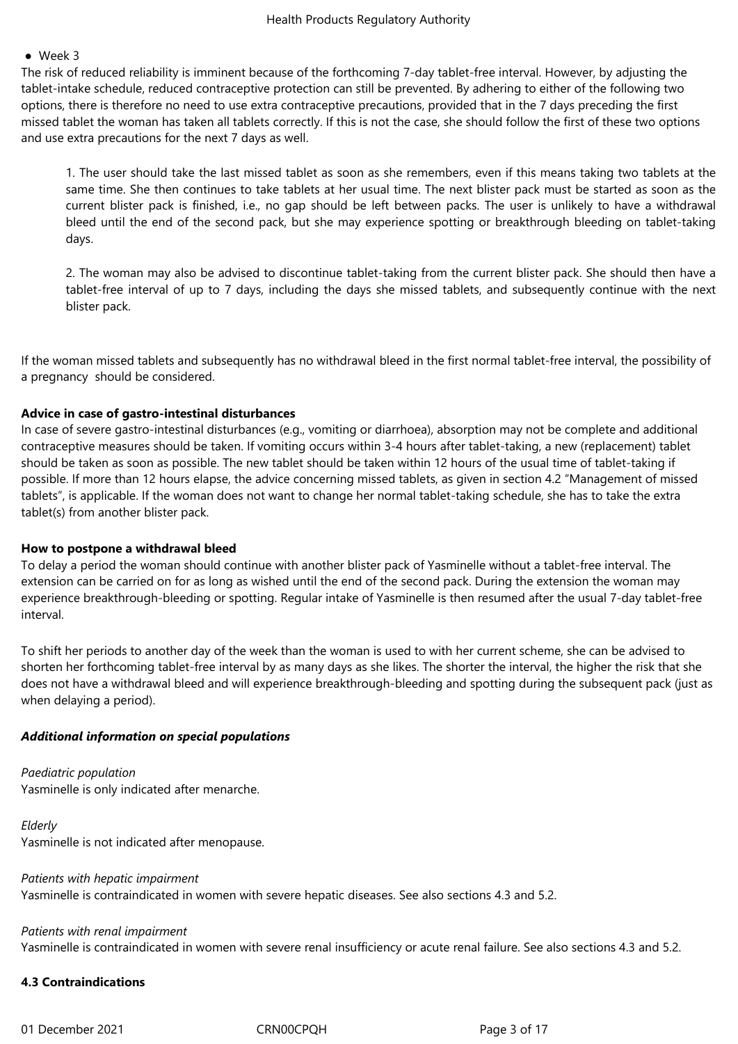- Week 3

The risk of reduced reliability is imminent because of the forthcoming 7-day tablet-free interval. However, by adjusting the tablet-intake schedule, reduced contraceptive protection can still be prevented. By adhering to either of the following two options, there is therefore no need to use extra contraceptive precautions, provided that in the 7 days preceding the first missed tablet the woman has taken all tablets correctly. If this is not the case, she should follow the first of these two options and use extra precautions for the next 7 days as well.

1. The user should take the last missed tablet as soon as she remembers, even if this means taking two tablets at the same time. She then continues to take tablets at her usual time. The next blister pack must be started as soon as the current blister pack is finished, i.e., no gap should be left between packs. The user is unlikely to have a withdrawal bleed until the end of the second pack, but she may experience spotting or breakthrough bleeding on tablet-taking days.

2. The woman may also be advised to discontinue tablet-taking from the current blister pack. She should then have a tablet-free interval of up to 7 days, including the days she missed tablets, and subsequently continue with the next blister pack.

If the woman missed tablets and subsequently has no withdrawal bleed in the first normal tablet-free interval, the possibility of a pregnancy should be considered.

**Advice in case of gastro-intestinal disturbances**

In case of severe gastro-intestinal disturbances (e.g., vomiting or diarrhoea), absorption may not be complete and additional contraceptive measures should be taken. If vomiting occurs within 3-4 hours after tablet-taking, a new (replacement) tablet should be taken as soon as possible. The new tablet should be taken within 12 hours of the usual time of tablet-taking if possible. If more than 12 hours elapse, the advice concerning missed tablets, as given in section 4.2 "Management of missed tablets", is applicable. If the woman does not want to change her normal tablet-taking schedule, she has to take the extra tablet(s) from another blister pack.

**How to postpone a withdrawal bleed**

To delay a period the woman should continue with another blister pack of Yasminelle without a tablet-free interval. The extension can be carried on for as long as wished until the end of the second pack. During the extension the woman may experience breakthrough-bleeding or spotting. Regular intake of Yasminelle is then resumed after the usual 7-day tablet-free interval.

To shift her periods to another day of the week than the woman is used to with her current scheme, she can be advised to shorten her forthcoming tablet-free interval by as many days as she likes. The shorter the interval, the higher the risk that she does not have a withdrawal bleed and will experience breakthrough-bleeding and spotting during the subsequent pack (just as when delaying a period).

***Additional information on special populations***

*Paediatric population*

Yasminelle is only indicated after menarche.

*Elderly*

Yasminelle is not indicated after menopause.

*Patients with hepatic impairment*

Yasminelle is contraindicated in women with severe hepatic diseases. See also sections 4.3 and 5.2.

*Patients with renal impairment*

Yasminelle is contraindicated in women with severe renal insufficiency or acute renal failure. See also sections 4.3 and 5.2.

**4.3 Contraindications**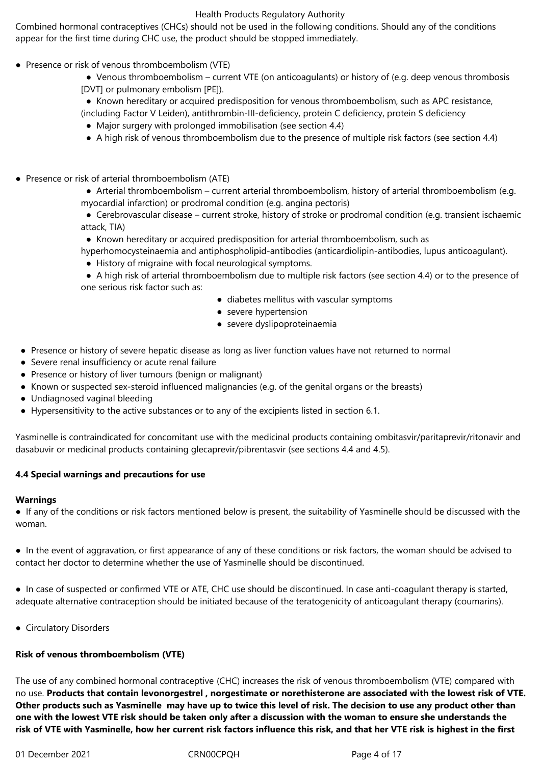Combined hormonal contraceptives (CHCs) should not be used in the following conditions. Should any of the conditions appear for the first time during CHC use, the product should be stopped immediately.

- Presence or risk of venous thromboembolism (VTE)
  - Venous thromboembolism – current VTE (on anticoagulants) or history of (e.g. deep venous thrombosis [DVT] or pulmonary embolism [PE]).
  - Known hereditary or acquired predisposition for venous thromboembolism, such as APC resistance, (including Factor V Leiden), antithrombin-III-deficiency, protein C deficiency, protein S deficiency
  - Major surgery with prolonged immobilisation (see section 4.4)
  - A high risk of venous thromboembolism due to the presence of multiple risk factors (see section 4.4)

- Presence or risk of arterial thromboembolism (ATE)
  - Arterial thromboembolism – current arterial thromboembolism, history of arterial thromboembolism (e.g. myocardial infarction) or prodromal condition (e.g. angina pectoris)
  - Cerebrovascular disease – current stroke, history of stroke or prodromal condition (e.g. transient ischaemic attack, TIA)
  - Known hereditary or acquired predisposition for arterial thromboembolism, such as hyperhomocysteinaemia and antiphospholipid-antibodies (anticardiolipin-antibodies, lupus anticoagulant).
  - History of migraine with focal neurological symptoms.
  - A high risk of arterial thromboembolism due to multiple risk factors (see section 4.4) or to the presence of one serious risk factor such as:
    - diabetes mellitus with vascular symptoms
    - severe hypertension
    - severe dyslipoproteinaemia

- Presence or history of severe hepatic disease as long as liver function values have not returned to normal
- Severe renal insufficiency or acute renal failure
- Presence or history of liver tumours (benign or malignant)
- Known or suspected sex-steroid influenced malignancies (e.g. of the genital organs or the breasts)
- Undiagnosed vaginal bleeding
- Hypersensitivity to the active substances or to any of the excipients listed in section 6.1.

Yasminelle is contraindicated for concomitant use with the medicinal products containing ombitasvir/paritaprevir/ritonavir and dasabuvir or medicinal products containing glecaprevir/pibrentasvir (see sections 4.4 and 4.5).

**4.4 Special warnings and precautions for use**

**Warnings**

- If any of the conditions or risk factors mentioned below is present, the suitability of Yasminelle should be discussed with the woman.

- In the event of aggravation, or first appearance of any of these conditions or risk factors, the woman should be advised to contact her doctor to determine whether the use of Yasminelle should be discontinued.

- In case of suspected or confirmed VTE or ATE, CHC use should be discontinued. In case anti-coagulant therapy is started, adequate alternative contraception should be initiated because of the teratogenicity of anticoagulant therapy (coumarins).

- Circulatory Disorders

**Risk of venous thromboembolism (VTE)**

The use of any combined hormonal contraceptive (CHC) increases the risk of venous thromboembolism (VTE) compared with no use. **Products that contain levonorgestrel , norgestimate or norethisterone are associated with the lowest risk of VTE. Other products such as Yasminelle may have up to twice this level of risk. The decision to use any product other than one with the lowest VTE risk should be taken only after a discussion with the woman to ensure she understands the risk of VTE with Yasminelle, how her current risk factors influence this risk, and that her VTE risk is highest in the first**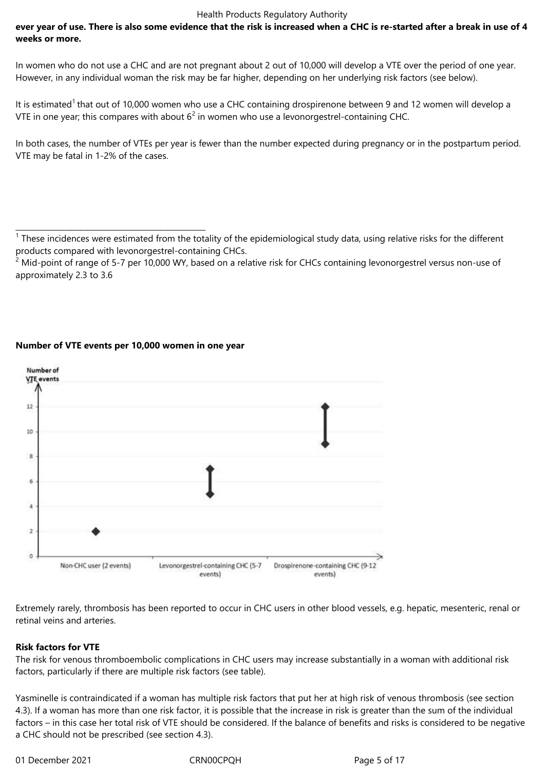**ever year of use. There is also some evidence that the risk is increased when a CHC is re-started after a break in use of 4 weeks or more.**

In women who do not use a CHC and are not pregnant about 2 out of 10,000 will develop a VTE over the period of one year. However, in any individual woman the risk may be far higher, depending on her underlying risk factors (see below).

It is estimated[1] that out of 10,000 women who use a CHC containing drospirenone between 9 and 12 women will develop a VTE in one year; this compares with about 6[2] in women who use a levonorgestrel-containing CHC.

In both cases, the number of VTEs per year is fewer than the number expected during pregnancy or in the postpartum period. VTE may be fatal in 1-2% of the cases.

---

[1] These incidences were estimated from the totality of the epidemiological study data, using relative risks for the different products compared with levonorgestrel-containing CHCs.

[2] Mid-point of range of 5-7 per 10,000 WY, based on a relative risk for CHCs containing levonorgestrel versus non-use of approximately 2.3 to 3.6

**Number of VTE events per 10,000 women in one year**

Number of VTE events

Non-CHC user (2 events) — Levonorgestrel-containing CHC (5-7 events) — Drospirenone-containing CHC (9-12 events)

Extremely rarely, thrombosis has been reported to occur in CHC users in other blood vessels, e.g. hepatic, mesenteric, renal or retinal veins and arteries.

**Risk factors for VTE**

The risk for venous thromboembolic complications in CHC users may increase substantially in a woman with additional risk factors, particularly if there are multiple risk factors (see table).

Yasminelle is contraindicated if a woman has multiple risk factors that put her at high risk of venous thrombosis (see section 4.3). If a woman has more than one risk factor, it is possible that the increase in risk is greater than the sum of the individual factors – in this case her total risk of VTE should be considered. If the balance of benefits and risks is considered to be negative a CHC should not be prescribed (see section 4.3).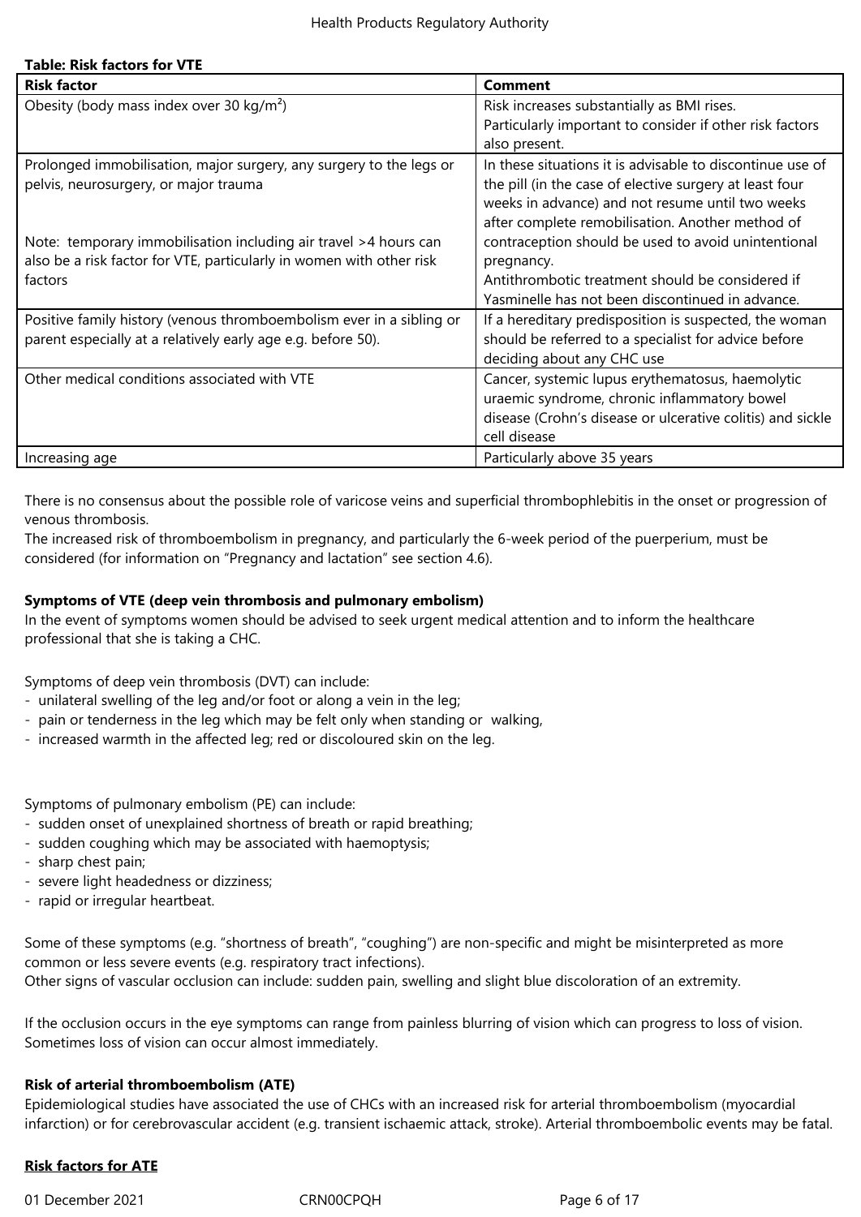**Table: Risk factors for VTE**

| Risk factor | Comment |
|---|---|
| Obesity (body mass index over 30 kg/m²) | Risk increases substantially as BMI rises.<br>Particularly important to consider if other risk factors also present. |
| Prolonged immobilisation, major surgery, any surgery to the legs or pelvis, neurosurgery, or major trauma<br><br>Note: temporary immobilisation including air travel >4 hours can also be a risk factor for VTE, particularly in women with other risk factors | In these situations it is advisable to discontinue use of the pill (in the case of elective surgery at least four weeks in advance) and not resume until two weeks after complete remobilisation. Another method of contraception should be used to avoid unintentional pregnancy.<br>Antithrombotic treatment should be considered if Yasminelle has not been discontinued in advance. |
| Positive family history (venous thromboembolism ever in a sibling or parent especially at a relatively early age e.g. before 50). | If a hereditary predisposition is suspected, the woman should be referred to a specialist for advice before deciding about any CHC use |
| Other medical conditions associated with VTE | Cancer, systemic lupus erythematosus, haemolytic uraemic syndrome, chronic inflammatory bowel disease (Crohn's disease or ulcerative colitis) and sickle cell disease |
| Increasing age | Particularly above 35 years |

There is no consensus about the possible role of varicose veins and superficial thrombophlebitis in the onset or progression of venous thrombosis.
The increased risk of thromboembolism in pregnancy, and particularly the 6-week period of the puerperium, must be considered (for information on "Pregnancy and lactation" see section 4.6).

**Symptoms of VTE (deep vein thrombosis and pulmonary embolism)**
In the event of symptoms women should be advised to seek urgent medical attention and to inform the healthcare professional that she is taking a CHC.

Symptoms of deep vein thrombosis (DVT) can include:
- unilateral swelling of the leg and/or foot or along a vein in the leg;
- pain or tenderness in the leg which may be felt only when standing or walking,
- increased warmth in the affected leg; red or discoloured skin on the leg.

Symptoms of pulmonary embolism (PE) can include:
- sudden onset of unexplained shortness of breath or rapid breathing;
- sudden coughing which may be associated with haemoptysis;
- sharp chest pain;
- severe light headedness or dizziness;
- rapid or irregular heartbeat.

Some of these symptoms (e.g. "shortness of breath", "coughing") are non-specific and might be misinterpreted as more common or less severe events (e.g. respiratory tract infections).
Other signs of vascular occlusion can include: sudden pain, swelling and slight blue discoloration of an extremity.

If the occlusion occurs in the eye symptoms can range from painless blurring of vision which can progress to loss of vision. Sometimes loss of vision can occur almost immediately.

**Risk of arterial thromboembolism (ATE)**
Epidemiological studies have associated the use of CHCs with an increased risk for arterial thromboembolism (myocardial infarction) or for cerebrovascular accident (e.g. transient ischaemic attack, stroke). Arterial thromboembolic events may be fatal.

**Risk factors for ATE**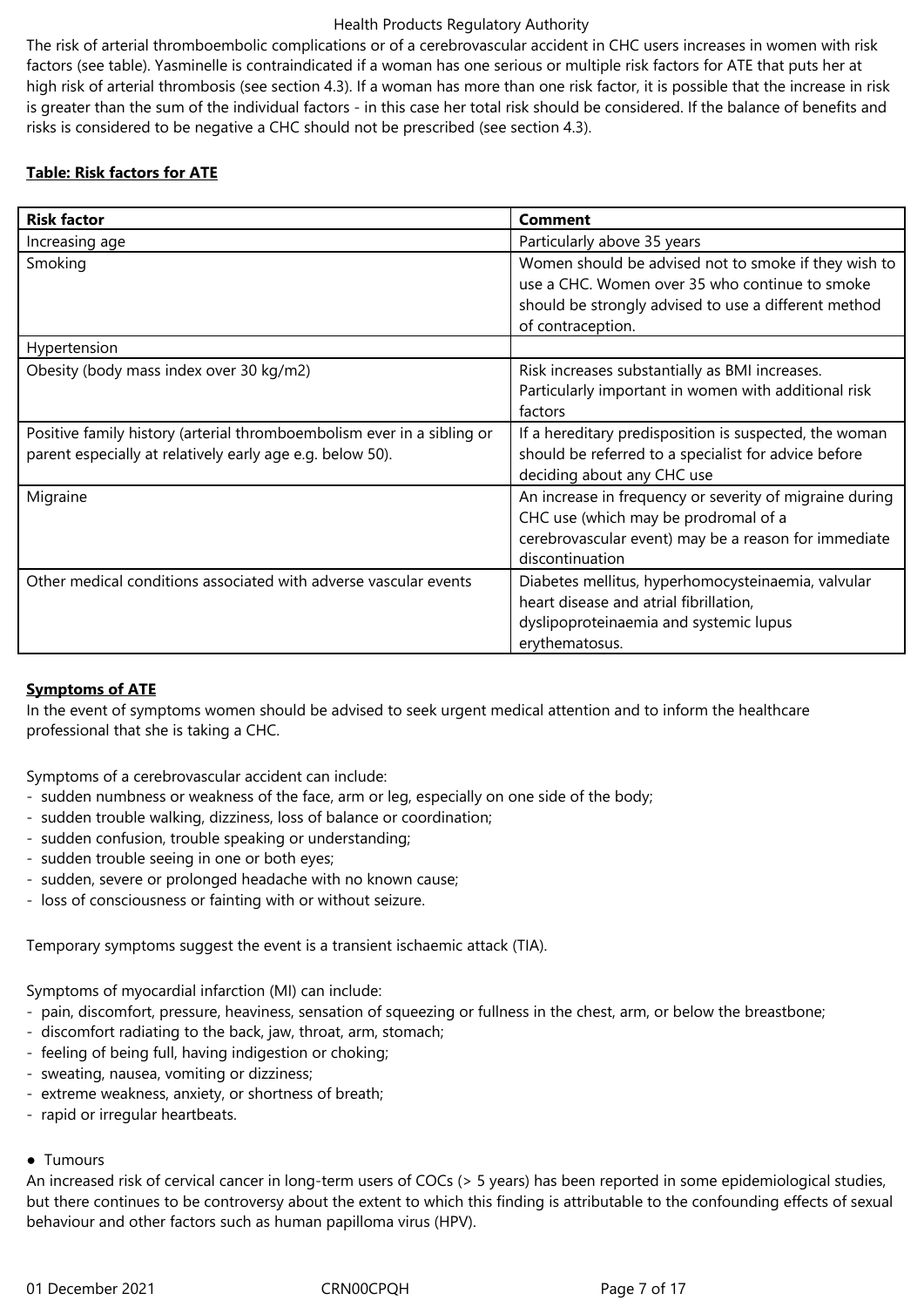The risk of arterial thromboembolic complications or of a cerebrovascular accident in CHC users increases in women with risk factors (see table). Yasminelle is contraindicated if a woman has one serious or multiple risk factors for ATE that puts her at high risk of arterial thrombosis (see section 4.3). If a woman has more than one risk factor, it is possible that the increase in risk is greater than the sum of the individual factors - in this case her total risk should be considered. If the balance of benefits and risks is considered to be negative a CHC should not be prescribed (see section 4.3).

**Table: Risk factors for ATE**

| **Risk factor** | **Comment** |
| --- | --- |
| Increasing age | Particularly above 35 years |
| Smoking | Women should be advised not to smoke if they wish to use a CHC. Women over 35 who continue to smoke should be strongly advised to use a different method of contraception. |
| Hypertension | |
| Obesity (body mass index over 30 kg/m2) | Risk increases substantially as BMI increases. Particularly important in women with additional risk factors |
| Positive family history (arterial thromboembolism ever in a sibling or parent especially at relatively early age e.g. below 50). | If a hereditary predisposition is suspected, the woman should be referred to a specialist for advice before deciding about any CHC use |
| Migraine | An increase in frequency or severity of migraine during CHC use (which may be prodromal of a cerebrovascular event) may be a reason for immediate discontinuation |
| Other medical conditions associated with adverse vascular events | Diabetes mellitus, hyperhomocysteinaemia, valvular heart disease and atrial fibrillation, dyslipoproteinaemia and systemic lupus erythematosus. |

**Symptoms of ATE**

In the event of symptoms women should be advised to seek urgent medical attention and to inform the healthcare professional that she is taking a CHC.

Symptoms of a cerebrovascular accident can include:
- sudden numbness or weakness of the face, arm or leg, especially on one side of the body;
- sudden trouble walking, dizziness, loss of balance or coordination;
- sudden confusion, trouble speaking or understanding;
- sudden trouble seeing in one or both eyes;
- sudden, severe or prolonged headache with no known cause;
- loss of consciousness or fainting with or without seizure.

Temporary symptoms suggest the event is a transient ischaemic attack (TIA).

Symptoms of myocardial infarction (MI) can include:
- pain, discomfort, pressure, heaviness, sensation of squeezing or fullness in the chest, arm, or below the breastbone;
- discomfort radiating to the back, jaw, throat, arm, stomach;
- feeling of being full, having indigestion or choking;
- sweating, nausea, vomiting or dizziness;
- extreme weakness, anxiety, or shortness of breath;
- rapid or irregular heartbeats.

- Tumours

An increased risk of cervical cancer in long-term users of COCs (> 5 years) has been reported in some epidemiological studies, but there continues to be controversy about the extent to which this finding is attributable to the confounding effects of sexual behaviour and other factors such as human papilloma virus (HPV).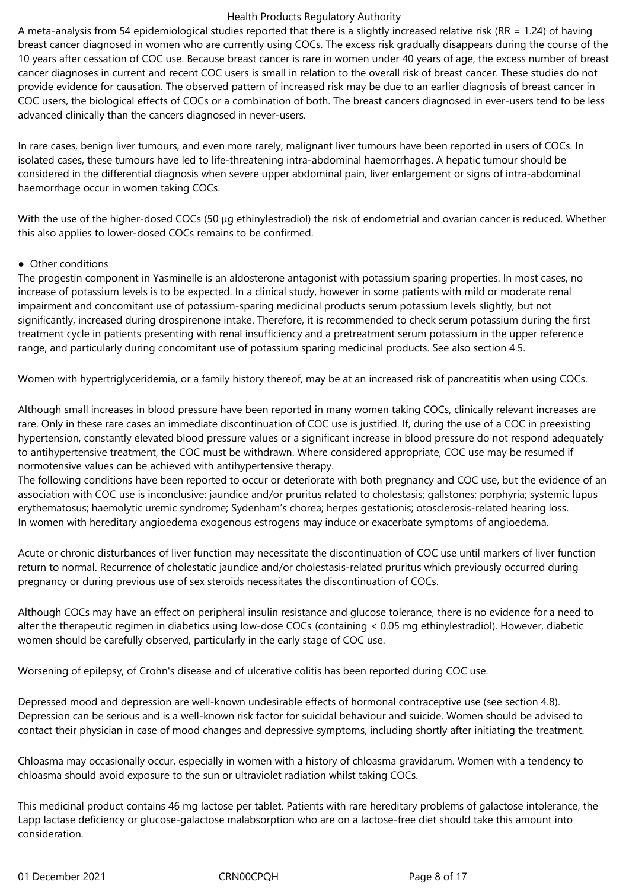A meta-analysis from 54 epidemiological studies reported that there is a slightly increased relative risk (RR = 1.24) of having breast cancer diagnosed in women who are currently using COCs. The excess risk gradually disappears during the course of the 10 years after cessation of COC use. Because breast cancer is rare in women under 40 years of age, the excess number of breast cancer diagnoses in current and recent COC users is small in relation to the overall risk of breast cancer. These studies do not provide evidence for causation. The observed pattern of increased risk may be due to an earlier diagnosis of breast cancer in COC users, the biological effects of COCs or a combination of both. The breast cancers diagnosed in ever-users tend to be less advanced clinically than the cancers diagnosed in never-users.

In rare cases, benign liver tumours, and even more rarely, malignant liver tumours have been reported in users of COCs. In isolated cases, these tumours have led to life-threatening intra-abdominal haemorrhages. A hepatic tumour should be considered in the differential diagnosis when severe upper abdominal pain, liver enlargement or signs of intra-abdominal haemorrhage occur in women taking COCs.

With the use of the higher-dosed COCs (50 µg ethinylestradiol) the risk of endometrial and ovarian cancer is reduced. Whether this also applies to lower-dosed COCs remains to be confirmed.

- Other conditions

The progestin component in Yasminelle is an aldosterone antagonist with potassium sparing properties. In most cases, no increase of potassium levels is to be expected. In a clinical study, however in some patients with mild or moderate renal impairment and concomitant use of potassium-sparing medicinal products serum potassium levels slightly, but not significantly, increased during drospirenone intake. Therefore, it is recommended to check serum potassium during the first treatment cycle in patients presenting with renal insufficiency and a pretreatment serum potassium in the upper reference range, and particularly during concomitant use of potassium sparing medicinal products. See also section 4.5.

Women with hypertriglyceridemia, or a family history thereof, may be at an increased risk of pancreatitis when using COCs.

Although small increases in blood pressure have been reported in many women taking COCs, clinically relevant increases are rare. Only in these rare cases an immediate discontinuation of COC use is justified. If, during the use of a COC in preexisting hypertension, constantly elevated blood pressure values or a significant increase in blood pressure do not respond adequately to antihypertensive treatment, the COC must be withdrawn. Where considered appropriate, COC use may be resumed if normotensive values can be achieved with antihypertensive therapy.
The following conditions have been reported to occur or deteriorate with both pregnancy and COC use, but the evidence of an association with COC use is inconclusive: jaundice and/or pruritus related to cholestasis; gallstones; porphyria; systemic lupus erythematosus; haemolytic uremic syndrome; Sydenham's chorea; herpes gestationis; otosclerosis-related hearing loss.
In women with hereditary angioedema exogenous estrogens may induce or exacerbate symptoms of angioedema.

Acute or chronic disturbances of liver function may necessitate the discontinuation of COC use until markers of liver function return to normal. Recurrence of cholestatic jaundice and/or cholestasis-related pruritus which previously occurred during pregnancy or during previous use of sex steroids necessitates the discontinuation of COCs.

Although COCs may have an effect on peripheral insulin resistance and glucose tolerance, there is no evidence for a need to alter the therapeutic regimen in diabetics using low-dose COCs (containing < 0.05 mg ethinylestradiol). However, diabetic women should be carefully observed, particularly in the early stage of COC use.

Worsening of epilepsy, of Crohn's disease and of ulcerative colitis has been reported during COC use.

Depressed mood and depression are well-known undesirable effects of hormonal contraceptive use (see section 4.8). Depression can be serious and is a well-known risk factor for suicidal behaviour and suicide. Women should be advised to contact their physician in case of mood changes and depressive symptoms, including shortly after initiating the treatment.

Chloasma may occasionally occur, especially in women with a history of chloasma gravidarum. Women with a tendency to chloasma should avoid exposure to the sun or ultraviolet radiation whilst taking COCs.

This medicinal product contains 46 mg lactose per tablet. Patients with rare hereditary problems of galactose intolerance, the Lapp lactase deficiency or glucose-galactose malabsorption who are on a lactose-free diet should take this amount into consideration.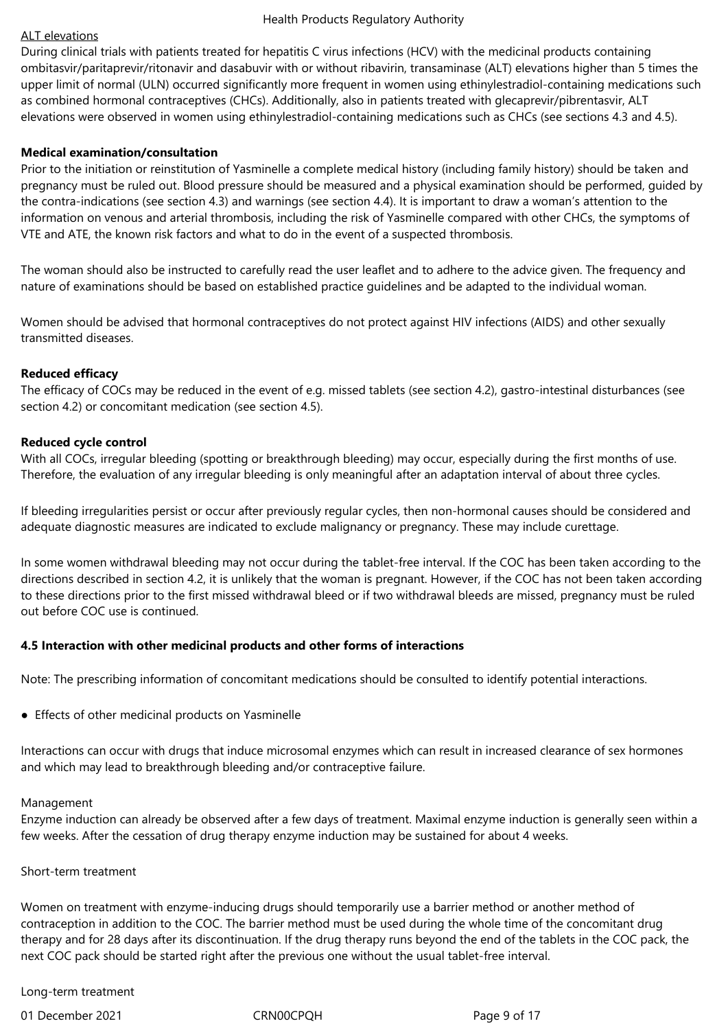ALT elevations

During clinical trials with patients treated for hepatitis C virus infections (HCV) with the medicinal products containing ombitasvir/paritaprevir/ritonavir and dasabuvir with or without ribavirin, transaminase (ALT) elevations higher than 5 times the upper limit of normal (ULN) occurred significantly more frequent in women using ethinylestradiol-containing medications such as combined hormonal contraceptives (CHCs). Additionally, also in patients treated with glecaprevir/pibrentasvir, ALT elevations were observed in women using ethinylestradiol-containing medications such as CHCs (see sections 4.3 and 4.5).

**Medical examination/consultation**

Prior to the initiation or reinstitution of Yasminelle a complete medical history (including family history) should be taken and pregnancy must be ruled out. Blood pressure should be measured and a physical examination should be performed, guided by the contra-indications (see section 4.3) and warnings (see section 4.4). It is important to draw a woman's attention to the information on venous and arterial thrombosis, including the risk of Yasminelle compared with other CHCs, the symptoms of VTE and ATE, the known risk factors and what to do in the event of a suspected thrombosis.

The woman should also be instructed to carefully read the user leaflet and to adhere to the advice given. The frequency and nature of examinations should be based on established practice guidelines and be adapted to the individual woman.

Women should be advised that hormonal contraceptives do not protect against HIV infections (AIDS) and other sexually transmitted diseases.

**Reduced efficacy**

The efficacy of COCs may be reduced in the event of e.g. missed tablets (see section 4.2), gastro-intestinal disturbances (see section 4.2) or concomitant medication (see section 4.5).

**Reduced cycle control**

With all COCs, irregular bleeding (spotting or breakthrough bleeding) may occur, especially during the first months of use. Therefore, the evaluation of any irregular bleeding is only meaningful after an adaptation interval of about three cycles.

If bleeding irregularities persist or occur after previously regular cycles, then non-hormonal causes should be considered and adequate diagnostic measures are indicated to exclude malignancy or pregnancy. These may include curettage.

In some women withdrawal bleeding may not occur during the tablet-free interval. If the COC has been taken according to the directions described in section 4.2, it is unlikely that the woman is pregnant. However, if the COC has not been taken according to these directions prior to the first missed withdrawal bleed or if two withdrawal bleeds are missed, pregnancy must be ruled out before COC use is continued.

**4.5 Interaction with other medicinal products and other forms of interactions**

Note: The prescribing information of concomitant medications should be consulted to identify potential interactions.

- Effects of other medicinal products on Yasminelle

Interactions can occur with drugs that induce microsomal enzymes which can result in increased clearance of sex hormones and which may lead to breakthrough bleeding and/or contraceptive failure.

Management

Enzyme induction can already be observed after a few days of treatment. Maximal enzyme induction is generally seen within a few weeks. After the cessation of drug therapy enzyme induction may be sustained for about 4 weeks.

Short-term treatment

Women on treatment with enzyme-inducing drugs should temporarily use a barrier method or another method of contraception in addition to the COC. The barrier method must be used during the whole time of the concomitant drug therapy and for 28 days after its discontinuation. If the drug therapy runs beyond the end of the tablets in the COC pack, the next COC pack should be started right after the previous one without the usual tablet-free interval.

Long-term treatment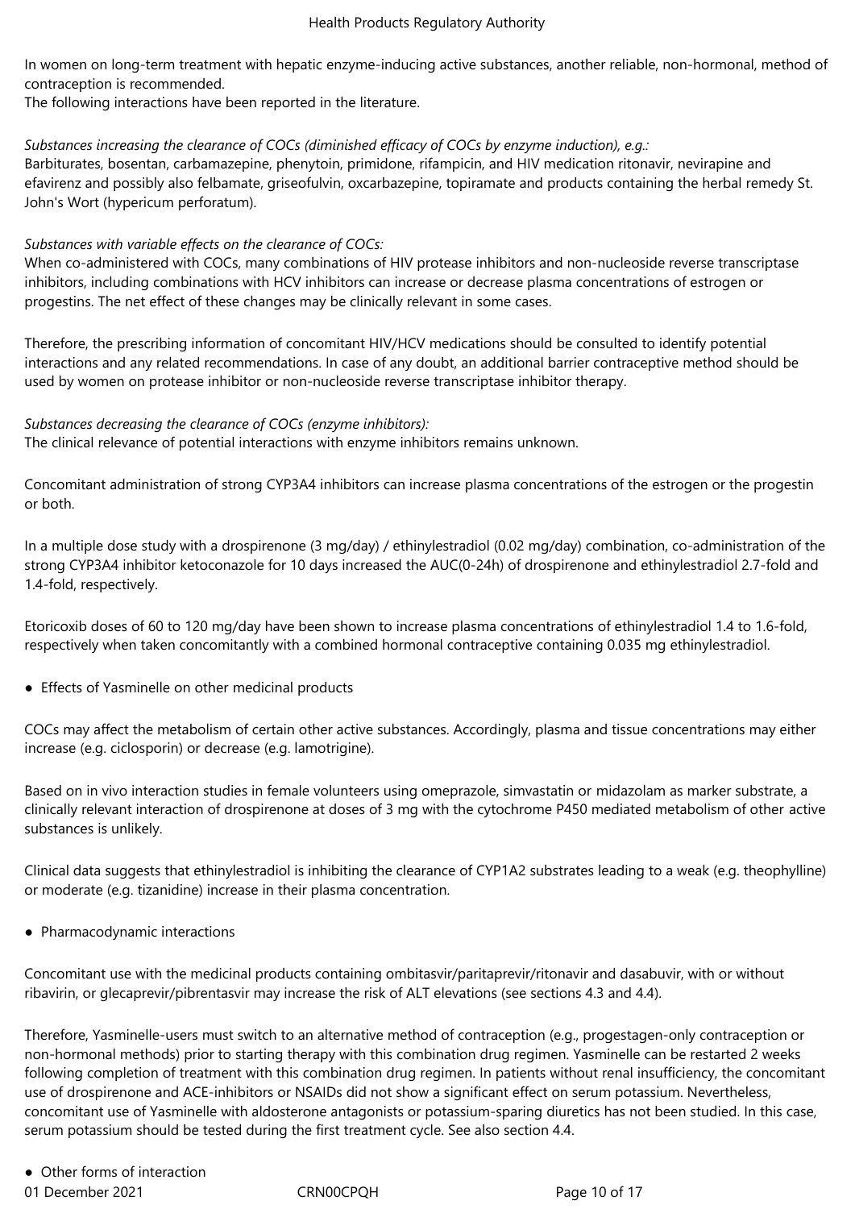In women on long-term treatment with hepatic enzyme-inducing active substances, another reliable, non-hormonal, method of contraception is recommended.
The following interactions have been reported in the literature.

*Substances increasing the clearance of COCs (diminished efficacy of COCs by enzyme induction), e.g.:*
Barbiturates, bosentan, carbamazepine, phenytoin, primidone, rifampicin, and HIV medication ritonavir, nevirapine and efavirenz and possibly also felbamate, griseofulvin, oxcarbazepine, topiramate and products containing the herbal remedy St. John's Wort (hypericum perforatum).

*Substances with variable effects on the clearance of COCs:*
When co-administered with COCs, many combinations of HIV protease inhibitors and non-nucleoside reverse transcriptase inhibitors, including combinations with HCV inhibitors can increase or decrease plasma concentrations of estrogen or progestins. The net effect of these changes may be clinically relevant in some cases.

Therefore, the prescribing information of concomitant HIV/HCV medications should be consulted to identify potential interactions and any related recommendations. In case of any doubt, an additional barrier contraceptive method should be used by women on protease inhibitor or non-nucleoside reverse transcriptase inhibitor therapy.

*Substances decreasing the clearance of COCs (enzyme inhibitors):*
The clinical relevance of potential interactions with enzyme inhibitors remains unknown.

Concomitant administration of strong CYP3A4 inhibitors can increase plasma concentrations of the estrogen or the progestin or both.

In a multiple dose study with a drospirenone (3 mg/day) / ethinylestradiol (0.02 mg/day) combination, co-administration of the strong CYP3A4 inhibitor ketoconazole for 10 days increased the AUC(0-24h) of drospirenone and ethinylestradiol 2.7-fold and 1.4-fold, respectively.

Etoricoxib doses of 60 to 120 mg/day have been shown to increase plasma concentrations of ethinylestradiol 1.4 to 1.6-fold, respectively when taken concomitantly with a combined hormonal contraceptive containing 0.035 mg ethinylestradiol.

- Effects of Yasminelle on other medicinal products

COCs may affect the metabolism of certain other active substances. Accordingly, plasma and tissue concentrations may either increase (e.g. ciclosporin) or decrease (e.g. lamotrigine).

Based on in vivo interaction studies in female volunteers using omeprazole, simvastatin or midazolam as marker substrate, a clinically relevant interaction of drospirenone at doses of 3 mg with the cytochrome P450 mediated metabolism of other active substances is unlikely.

Clinical data suggests that ethinylestradiol is inhibiting the clearance of CYP1A2 substrates leading to a weak (e.g. theophylline) or moderate (e.g. tizanidine) increase in their plasma concentration.

- Pharmacodynamic interactions

Concomitant use with the medicinal products containing ombitasvir/paritaprevir/ritonavir and dasabuvir, with or without ribavirin, or glecaprevir/pibrentasvir may increase the risk of ALT elevations (see sections 4.3 and 4.4).

Therefore, Yasminelle-users must switch to an alternative method of contraception (e.g., progestagen-only contraception or non-hormonal methods) prior to starting therapy with this combination drug regimen. Yasminelle can be restarted 2 weeks following completion of treatment with this combination drug regimen. In patients without renal insufficiency, the concomitant use of drospirenone and ACE-inhibitors or NSAIDs did not show a significant effect on serum potassium. Nevertheless, concomitant use of Yasminelle with aldosterone antagonists or potassium-sparing diuretics has not been studied. In this case, serum potassium should be tested during the first treatment cycle. See also section 4.4.

- Other forms of interaction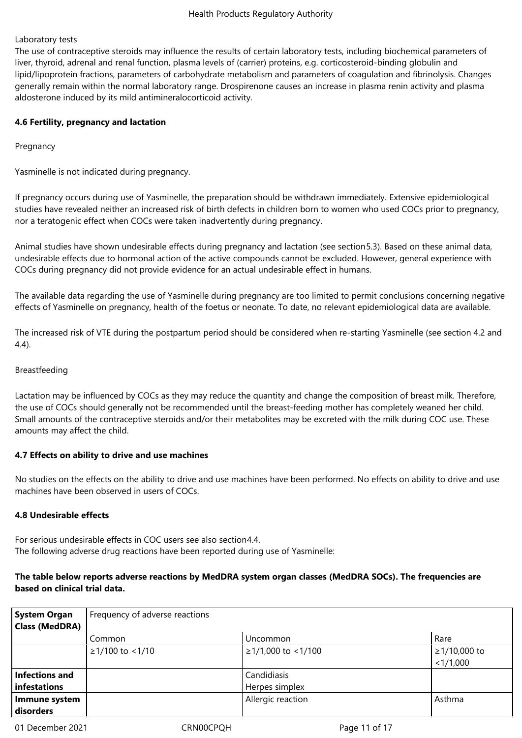Laboratory tests

The use of contraceptive steroids may influence the results of certain laboratory tests, including biochemical parameters of liver, thyroid, adrenal and renal function, plasma levels of (carrier) proteins, e.g. corticosteroid-binding globulin and lipid/lipoprotein fractions, parameters of carbohydrate metabolism and parameters of coagulation and fibrinolysis. Changes generally remain within the normal laboratory range. Drospirenone causes an increase in plasma renin activity and plasma aldosterone induced by its mild antimineralocorticoid activity.

**4.6 Fertility, pregnancy and lactation**

Pregnancy

Yasminelle is not indicated during pregnancy.

If pregnancy occurs during use of Yasminelle, the preparation should be withdrawn immediately. Extensive epidemiological studies have revealed neither an increased risk of birth defects in children born to women who used COCs prior to pregnancy, nor a teratogenic effect when COCs were taken inadvertently during pregnancy.

Animal studies have shown undesirable effects during pregnancy and lactation (see section5.3). Based on these animal data, undesirable effects due to hormonal action of the active compounds cannot be excluded. However, general experience with COCs during pregnancy did not provide evidence for an actual undesirable effect in humans.

The available data regarding the use of Yasminelle during pregnancy are too limited to permit conclusions concerning negative effects of Yasminelle on pregnancy, health of the foetus or neonate. To date, no relevant epidemiological data are available.

The increased risk of VTE during the postpartum period should be considered when re-starting Yasminelle (see section 4.2 and 4.4).

Breastfeeding

Lactation may be influenced by COCs as they may reduce the quantity and change the composition of breast milk. Therefore, the use of COCs should generally not be recommended until the breast-feeding mother has completely weaned her child. Small amounts of the contraceptive steroids and/or their metabolites may be excreted with the milk during COC use. These amounts may affect the child.

**4.7 Effects on ability to drive and use machines**

No studies on the effects on the ability to drive and use machines have been performed. No effects on ability to drive and use machines have been observed in users of COCs.

**4.8 Undesirable effects**

For serious undesirable effects in COC users see also section4.4.
The following adverse drug reactions have been reported during use of Yasminelle:

**The table below reports adverse reactions by MedDRA system organ classes (MedDRA SOCs). The frequencies are based on clinical trial data.**

| **System Organ Class (MedDRA)** | Frequency of adverse reactions | | |
|---|---|---|---|
| | Common | Uncommon | Rare |
| | ≥1/100 to <1/10 | ≥1/1,000 to <1/100 | ≥1/10,000 to <1/1,000 |
| **Infections and infestations** | | Candidiasis<br>Herpes simplex | |
| **Immune system disorders** | | Allergic reaction | Asthma |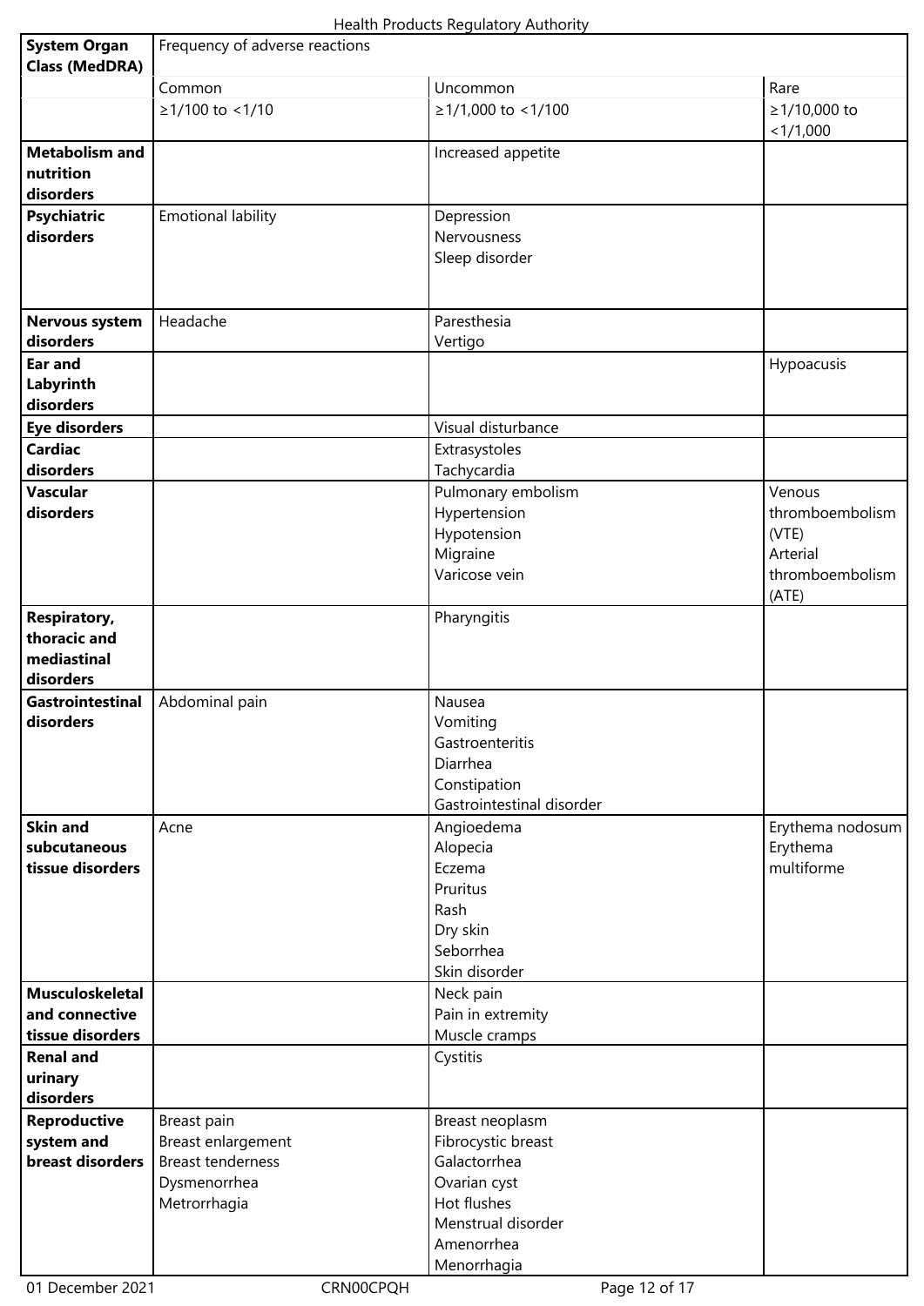| System Organ Class (MedDRA) | Frequency of adverse reactions | | |
|---|---|---|---|
| | Common | Uncommon | Rare |
| | ≥1/100 to <1/10 | ≥1/1,000 to <1/100 | ≥1/10,000 to <1/1,000 |
| **Metabolism and nutrition disorders** | | Increased appetite | |
| **Psychiatric disorders** | Emotional lability | Depression<br>Nervousness<br>Sleep disorder | |
| **Nervous system disorders** | Headache | Paresthesia<br>Vertigo | |
| **Ear and Labyrinth disorders** | | | Hypoacusis |
| **Eye disorders** | | Visual disturbance | |
| **Cardiac disorders** | | Extrasystoles<br>Tachycardia | |
| **Vascular disorders** | | Pulmonary embolism<br>Hypertension<br>Hypotension<br>Migraine<br>Varicose vein | Venous thromboembolism (VTE)<br>Arterial thromboembolism (ATE) |
| **Respiratory, thoracic and mediastinal disorders** | | Pharyngitis | |
| **Gastrointestinal disorders** | Abdominal pain | Nausea<br>Vomiting<br>Gastroenteritis<br>Diarrhea<br>Constipation<br>Gastrointestinal disorder | |
| **Skin and subcutaneous tissue disorders** | Acne | Angioedema<br>Alopecia<br>Eczema<br>Pruritus<br>Rash<br>Dry skin<br>Seborrhea<br>Skin disorder | Erythema nodosum<br>Erythema multiforme |
| **Musculoskeletal and connective tissue disorders** | | Neck pain<br>Pain in extremity<br>Muscle cramps | |
| **Renal and urinary disorders** | | Cystitis | |
| **Reproductive system and breast disorders** | Breast pain<br>Breast enlargement<br>Breast tenderness<br>Dysmenorrhea<br>Metrorrhagia | Breast neoplasm<br>Fibrocystic breast<br>Galactorrhea<br>Ovarian cyst<br>Hot flushes<br>Menstrual disorder<br>Amenorrhea<br>Menorrhagia | |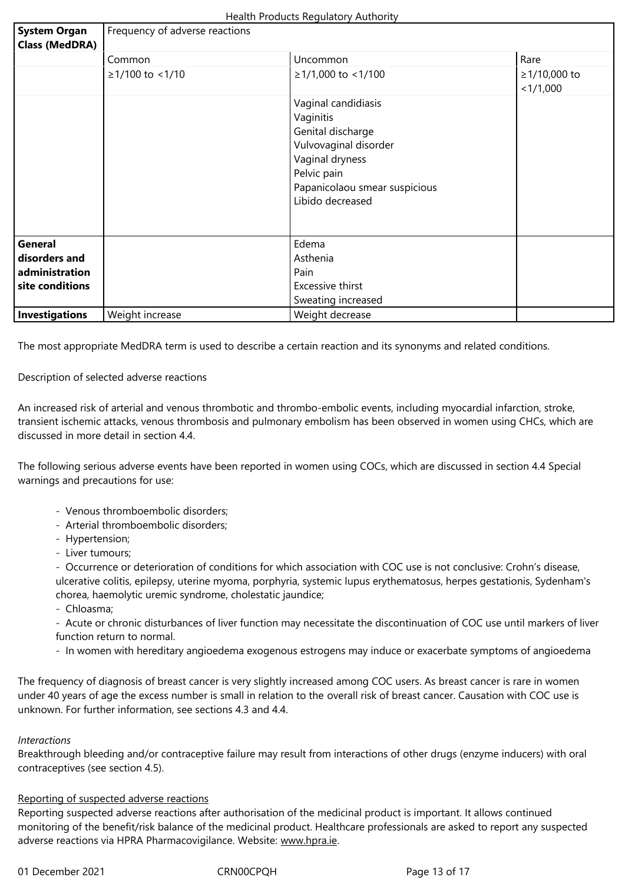| System Organ Class (MedDRA) | Frequency of adverse reactions | | |
|---|---|---|---|
| | Common | Uncommon | Rare |
| | ≥1/100 to <1/10 | ≥1/1,000 to <1/100 | ≥1/10,000 to <1/1,000 |
| | | Vaginal candidiasis<br>Vaginitis<br>Genital discharge<br>Vulvovaginal disorder<br>Vaginal dryness<br>Pelvic pain<br>Papanicolaou smear suspicious<br>Libido decreased | |
| **General disorders and administration site conditions** | | Edema<br>Asthenia<br>Pain<br>Excessive thirst<br>Sweating increased | |
| **Investigations** | Weight increase | Weight decrease | |

The most appropriate MedDRA term is used to describe a certain reaction and its synonyms and related conditions.

Description of selected adverse reactions

An increased risk of arterial and venous thrombotic and thrombo-embolic events, including myocardial infarction, stroke, transient ischemic attacks, venous thrombosis and pulmonary embolism has been observed in women using CHCs, which are discussed in more detail in section 4.4.

The following serious adverse events have been reported in women using COCs, which are discussed in section 4.4 Special warnings and precautions for use:

- Venous thromboembolic disorders;
- Arterial thromboembolic disorders;
- Hypertension;
- Liver tumours;
- Occurrence or deterioration of conditions for which association with COC use is not conclusive: Crohn's disease, ulcerative colitis, epilepsy, uterine myoma, porphyria, systemic lupus erythematosus, herpes gestationis, Sydenham's chorea, haemolytic uremic syndrome, cholestatic jaundice;
- Chloasma;
- Acute or chronic disturbances of liver function may necessitate the discontinuation of COC use until markers of liver function return to normal.
- In women with hereditary angioedema exogenous estrogens may induce or exacerbate symptoms of angioedema

The frequency of diagnosis of breast cancer is very slightly increased among COC users. As breast cancer is rare in women under 40 years of age the excess number is small in relation to the overall risk of breast cancer. Causation with COC use is unknown. For further information, see sections 4.3 and 4.4.

*Interactions*
Breakthrough bleeding and/or contraceptive failure may result from interactions of other drugs (enzyme inducers) with oral contraceptives (see section 4.5).

Reporting of suspected adverse reactions
Reporting suspected adverse reactions after authorisation of the medicinal product is important. It allows continued monitoring of the benefit/risk balance of the medicinal product. Healthcare professionals are asked to report any suspected adverse reactions via HPRA Pharmacovigilance. Website: www.hpra.ie.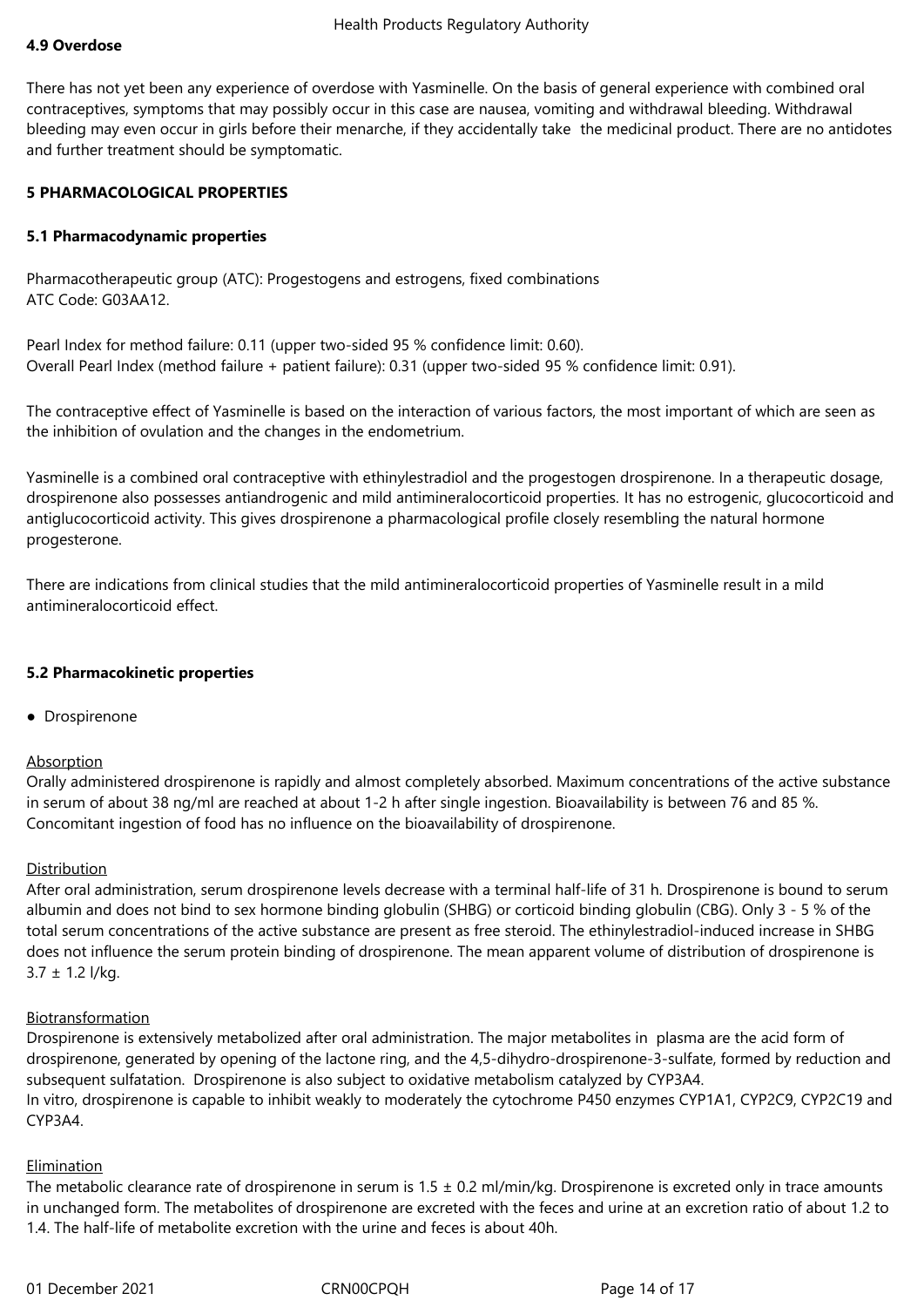**4.9 Overdose**

There has not yet been any experience of overdose with Yasminelle. On the basis of general experience with combined oral contraceptives, symptoms that may possibly occur in this case are nausea, vomiting and withdrawal bleeding. Withdrawal bleeding may even occur in girls before their menarche, if they accidentally take the medicinal product. There are no antidotes and further treatment should be symptomatic.

**5 PHARMACOLOGICAL PROPERTIES**

**5.1 Pharmacodynamic properties**

Pharmacotherapeutic group (ATC): Progestogens and estrogens, fixed combinations
ATC Code: G03AA12.

Pearl Index for method failure: 0.11 (upper two-sided 95 % confidence limit: 0.60).
Overall Pearl Index (method failure + patient failure): 0.31 (upper two-sided 95 % confidence limit: 0.91).

The contraceptive effect of Yasminelle is based on the interaction of various factors, the most important of which are seen as the inhibition of ovulation and the changes in the endometrium.

Yasminelle is a combined oral contraceptive with ethinylestradiol and the progestogen drospirenone. In a therapeutic dosage, drospirenone also possesses antiandrogenic and mild antimineralocorticoid properties. It has no estrogenic, glucocorticoid and antiglucocorticoid activity. This gives drospirenone a pharmacological profile closely resembling the natural hormone progesterone.

There are indications from clinical studies that the mild antimineralocorticoid properties of Yasminelle result in a mild antimineralocorticoid effect.

**5.2 Pharmacokinetic properties**

- Drospirenone

Absorption
Orally administered drospirenone is rapidly and almost completely absorbed. Maximum concentrations of the active substance in serum of about 38 ng/ml are reached at about 1-2 h after single ingestion. Bioavailability is between 76 and 85 %. Concomitant ingestion of food has no influence on the bioavailability of drospirenone.

Distribution
After oral administration, serum drospirenone levels decrease with a terminal half-life of 31 h. Drospirenone is bound to serum albumin and does not bind to sex hormone binding globulin (SHBG) or corticoid binding globulin (CBG). Only 3 - 5 % of the total serum concentrations of the active substance are present as free steroid. The ethinylestradiol-induced increase in SHBG does not influence the serum protein binding of drospirenone. The mean apparent volume of distribution of drospirenone is 3.7 ± 1.2 l/kg.

Biotransformation
Drospirenone is extensively metabolized after oral administration. The major metabolites in plasma are the acid form of drospirenone, generated by opening of the lactone ring, and the 4,5-dihydro-drospirenone-3-sulfate, formed by reduction and subsequent sulfatation. Drospirenone is also subject to oxidative metabolism catalyzed by CYP3A4.
In vitro, drospirenone is capable to inhibit weakly to moderately the cytochrome P450 enzymes CYP1A1, CYP2C9, CYP2C19 and CYP3A4.

Elimination
The metabolic clearance rate of drospirenone in serum is 1.5 ± 0.2 ml/min/kg. Drospirenone is excreted only in trace amounts in unchanged form. The metabolites of drospirenone are excreted with the feces and urine at an excretion ratio of about 1.2 to 1.4. The half-life of metabolite excretion with the urine and feces is about 40h.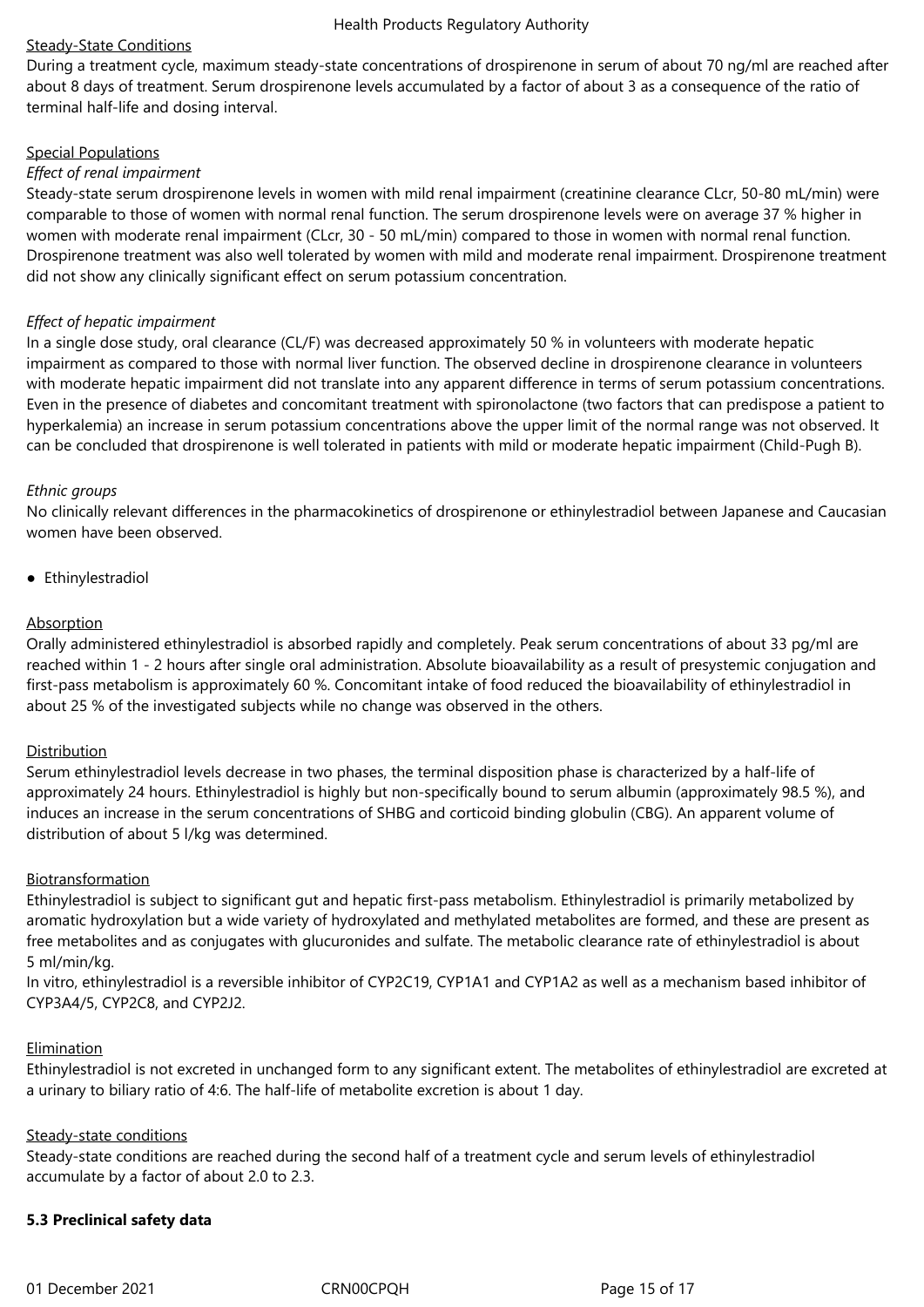Steady-State Conditions

During a treatment cycle, maximum steady-state concentrations of drospirenone in serum of about 70 ng/ml are reached after about 8 days of treatment. Serum drospirenone levels accumulated by a factor of about 3 as a consequence of the ratio of terminal half-life and dosing interval.

Special Populations

*Effect of renal impairment*

Steady-state serum drospirenone levels in women with mild renal impairment (creatinine clearance CLcr, 50-80 mL/min) were comparable to those of women with normal renal function. The serum drospirenone levels were on average 37 % higher in women with moderate renal impairment (CLcr, 30 - 50 mL/min) compared to those in women with normal renal function. Drospirenone treatment was also well tolerated by women with mild and moderate renal impairment. Drospirenone treatment did not show any clinically significant effect on serum potassium concentration.

*Effect of hepatic impairment*

In a single dose study, oral clearance (CL/F) was decreased approximately 50 % in volunteers with moderate hepatic impairment as compared to those with normal liver function. The observed decline in drospirenone clearance in volunteers with moderate hepatic impairment did not translate into any apparent difference in terms of serum potassium concentrations. Even in the presence of diabetes and concomitant treatment with spironolactone (two factors that can predispose a patient to hyperkalemia) an increase in serum potassium concentrations above the upper limit of the normal range was not observed. It can be concluded that drospirenone is well tolerated in patients with mild or moderate hepatic impairment (Child-Pugh B).

*Ethnic groups*

No clinically relevant differences in the pharmacokinetics of drospirenone or ethinylestradiol between Japanese and Caucasian women have been observed.

- Ethinylestradiol

Absorption

Orally administered ethinylestradiol is absorbed rapidly and completely. Peak serum concentrations of about 33 pg/ml are reached within 1 - 2 hours after single oral administration. Absolute bioavailability as a result of presystemic conjugation and first-pass metabolism is approximately 60 %. Concomitant intake of food reduced the bioavailability of ethinylestradiol in about 25 % of the investigated subjects while no change was observed in the others.

Distribution

Serum ethinylestradiol levels decrease in two phases, the terminal disposition phase is characterized by a half-life of approximately 24 hours. Ethinylestradiol is highly but non-specifically bound to serum albumin (approximately 98.5 %), and induces an increase in the serum concentrations of SHBG and corticoid binding globulin (CBG). An apparent volume of distribution of about 5 l/kg was determined.

Biotransformation

Ethinylestradiol is subject to significant gut and hepatic first-pass metabolism. Ethinylestradiol is primarily metabolized by aromatic hydroxylation but a wide variety of hydroxylated and methylated metabolites are formed, and these are present as free metabolites and as conjugates with glucuronides and sulfate. The metabolic clearance rate of ethinylestradiol is about 5 ml/min/kg.

In vitro, ethinylestradiol is a reversible inhibitor of CYP2C19, CYP1A1 and CYP1A2 as well as a mechanism based inhibitor of CYP3A4/5, CYP2C8, and CYP2J2.

Elimination

Ethinylestradiol is not excreted in unchanged form to any significant extent. The metabolites of ethinylestradiol are excreted at a urinary to biliary ratio of 4:6. The half-life of metabolite excretion is about 1 day.

Steady-state conditions

Steady-state conditions are reached during the second half of a treatment cycle and serum levels of ethinylestradiol accumulate by a factor of about 2.0 to 2.3.

**5.3 Preclinical safety data**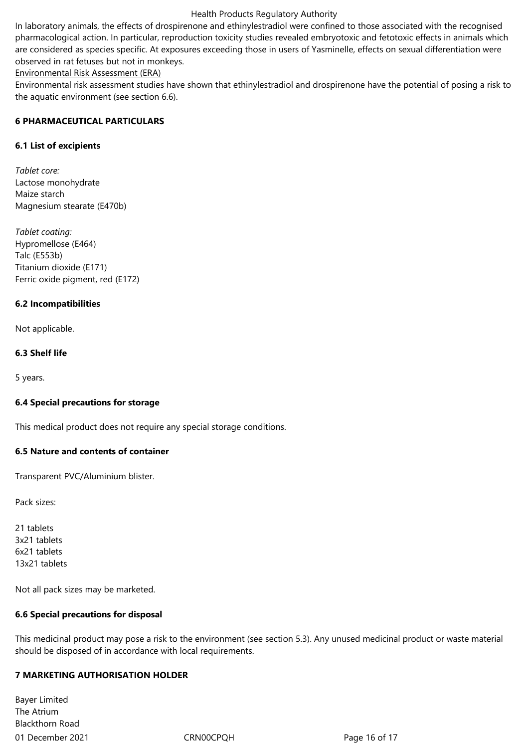In laboratory animals, the effects of drospirenone and ethinylestradiol were confined to those associated with the recognised pharmacological action. In particular, reproduction toxicity studies revealed embryotoxic and fetotoxic effects in animals which are considered as species specific. At exposures exceeding those in users of Yasminelle, effects on sexual differentiation were observed in rat fetuses but not in monkeys.

Environmental Risk Assessment (ERA)

Environmental risk assessment studies have shown that ethinylestradiol and drospirenone have the potential of posing a risk to the aquatic environment (see section 6.6).

## 6 PHARMACEUTICAL PARTICULARS

### 6.1 List of excipients

*Tablet core:*
Lactose monohydrate
Maize starch
Magnesium stearate (E470b)

*Tablet coating:*
Hypromellose (E464)
Talc (E553b)
Titanium dioxide (E171)
Ferric oxide pigment, red (E172)

### 6.2 Incompatibilities

Not applicable.

### 6.3 Shelf life

5 years.

### 6.4 Special precautions for storage

This medical product does not require any special storage conditions.

### 6.5 Nature and contents of container

Transparent PVC/Aluminium blister.

Pack sizes:

21 tablets
3x21 tablets
6x21 tablets
13x21 tablets

Not all pack sizes may be marketed.

### 6.6 Special precautions for disposal

This medicinal product may pose a risk to the environment (see section 5.3). Any unused medicinal product or waste material should be disposed of in accordance with local requirements.

## 7 MARKETING AUTHORISATION HOLDER

Bayer Limited
The Atrium
Blackthorn Road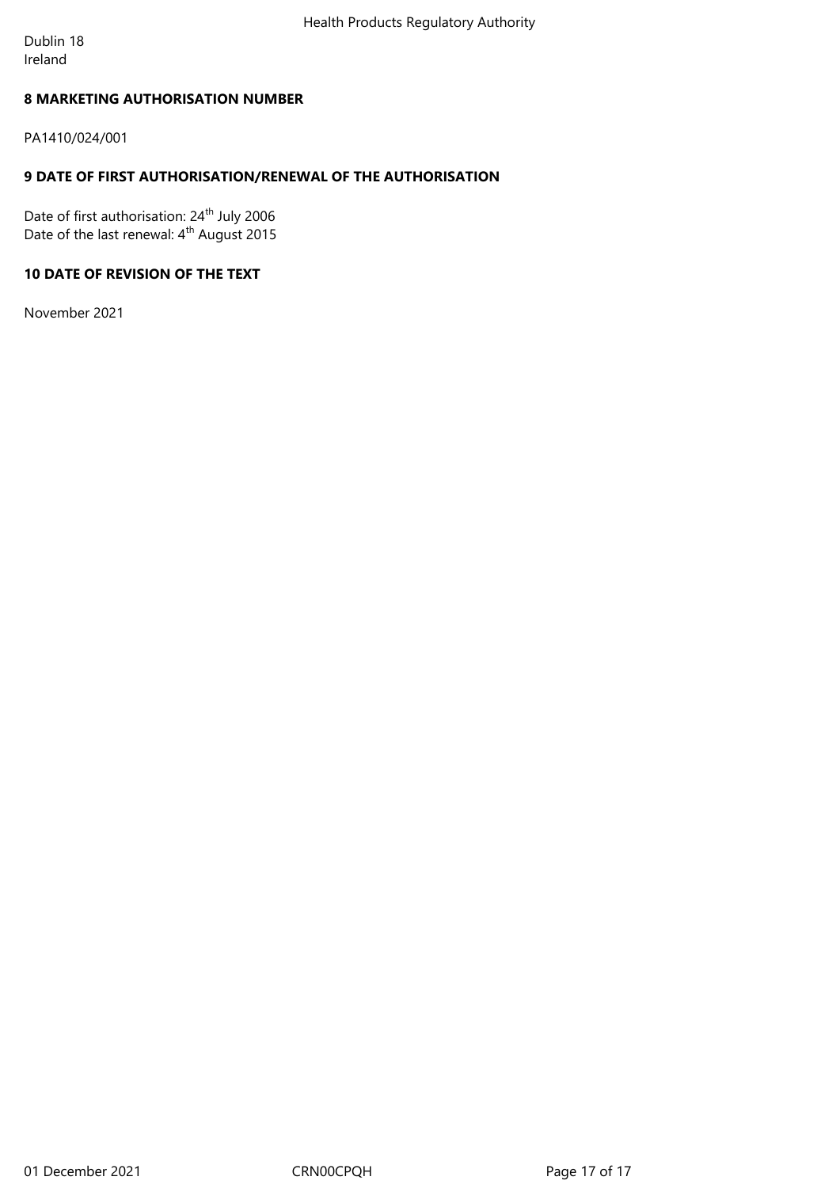Dublin 18
Ireland

## 8 MARKETING AUTHORISATION NUMBER

PA1410/024/001

## 9 DATE OF FIRST AUTHORISATION/RENEWAL OF THE AUTHORISATION

Date of first authorisation: 24th July 2006
Date of the last renewal: 4th August 2015

## 10 DATE OF REVISION OF THE TEXT

November 2021